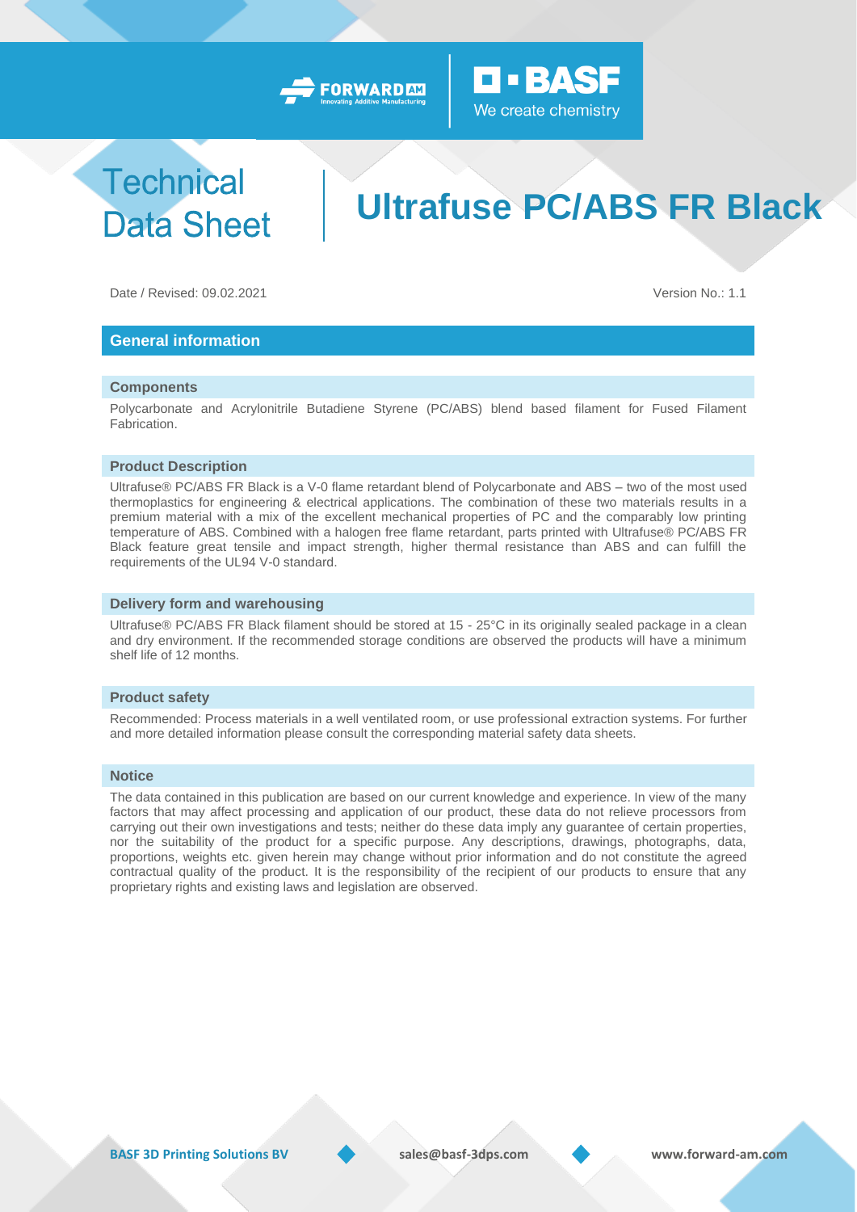# Technical Data Sheet

# Ultrafuse PC/ABS FR Black

Date / Revised: 09.02.2021 Version No.: 1.1

## General information

### Components

Polycarbonate and Acrylonitrile Butadiene Styrene (PC/ABS) blend based filament for Fused Filament Fabrication.

### Product Description

Ultrafuse® PC/ABS FR Black is a V-0 flame retardant blend of Polycarbonate and ABS – two of the most used thermoplastics for engineering & electrical applications. The combination of these two materials results in a premium material with a mix of the excellent mechanical properties of PC and the comparably low printing temperature of ABS. Combined with a halogen free flame retardant, parts printed with Ultrafuse® PC/ABS FR Black feature great tensile and impact strength, higher thermal resistance than ABS and can fulfill the requirements of the UL94 V-0 standard.

### Delivery form and warehousing

Ultrafuse® PC/ABS FR Black filament should be stored at 15 - 25°C in its originally sealed package in a clean and dry environment. If the recommended storage conditions are observed the products will have a minimum shelf life of 12 months.

### Product safety

Recommended: Process materials in a well ventilated room, or use professional extraction systems. For further and more detailed information please consult the corresponding material safety data sheets.

### Notice

The data contained in this publication are based on our current knowledge and experience. In view of the many factors that may affect processing and application of our product, these data do not relieve processors from carrying out their own investigations and tests; neither do these data imply any guarantee of certain properties, nor the suitability of the product for a specific purpose. Any descriptions, drawings, photographs, data, proportions, weights etc. given herein may change without prior information and do not constitute the agreed contractual quality of the product. It is the responsibility of the recipient of our products to ensure that any proprietary rights and existing laws and legislation are observed.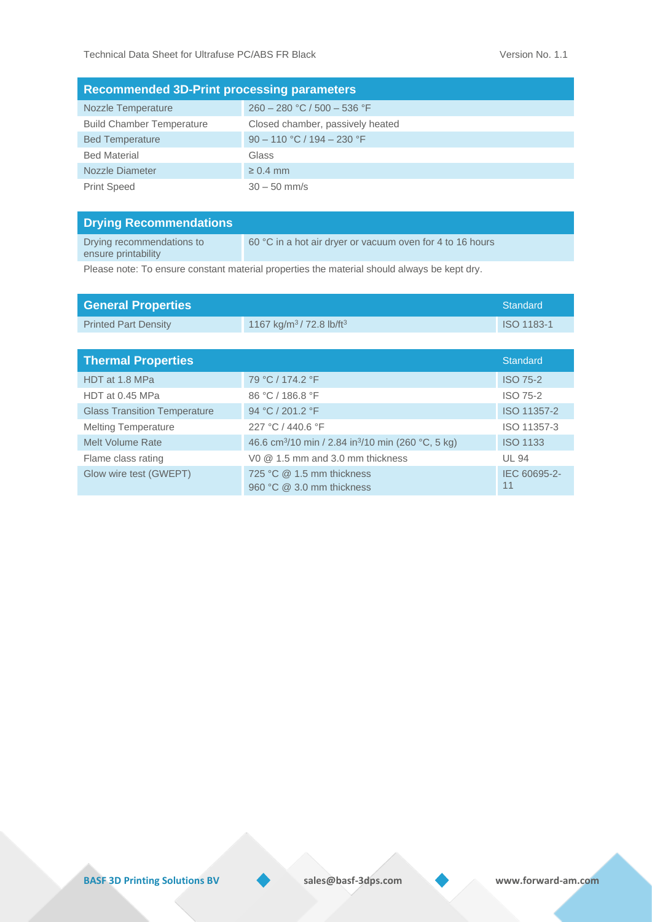| Recommended 3D-Print processing parameters | |
| --- | --- |
| Nozzle Temperature | 260 – 280 °C / 500 – 536 °F |
| Build Chamber Temperature | Closed chamber, passively heated |
| Bed Temperature | 90 – 110 °C / 194 – 230 °F |
| Bed Material | Glass |
| Nozzle Diameter | ≥ 0.4 mm |
| Print Speed | 30 – 50 mm/s |

| Drying Recommendations | |
| --- | --- |
| Drying recommendations to ensure printability | 60 °C in a hot air dryer or vacuum oven for 4 to 16 hours |

Please note: To ensure constant material properties the material should always be kept dry.

| General Properties | | Standard |
| --- | --- | --- |
| Printed Part Density | 1167 kg/m³ / 72.8 lb/ft³ | ISO 1183-1 |

| Thermal Properties | | Standard |
| --- | --- | --- |
| HDT at 1.8 MPa | 79 °C / 174.2 °F | ISO 75-2 |
| HDT at 0.45 MPa | 86 °C / 186.8 °F | ISO 75-2 |
| Glass Transition Temperature | 94 °C / 201.2 °F | ISO 11357-2 |
| Melting Temperature | 227 °C / 440.6 °F | ISO 11357-3 |
| Melt Volume Rate | 46.6 cm³/10 min / 2.84 in³/10 min (260 °C, 5 kg) | ISO 1133 |
| Flame class rating | V0 @ 1.5 mm and 3.0 mm thickness | UL 94 |
| Glow wire test (GWEPT) | 725 °C @ 1.5 mm thickness<br>960 °C @ 3.0 mm thickness | IEC 60695-2-11 |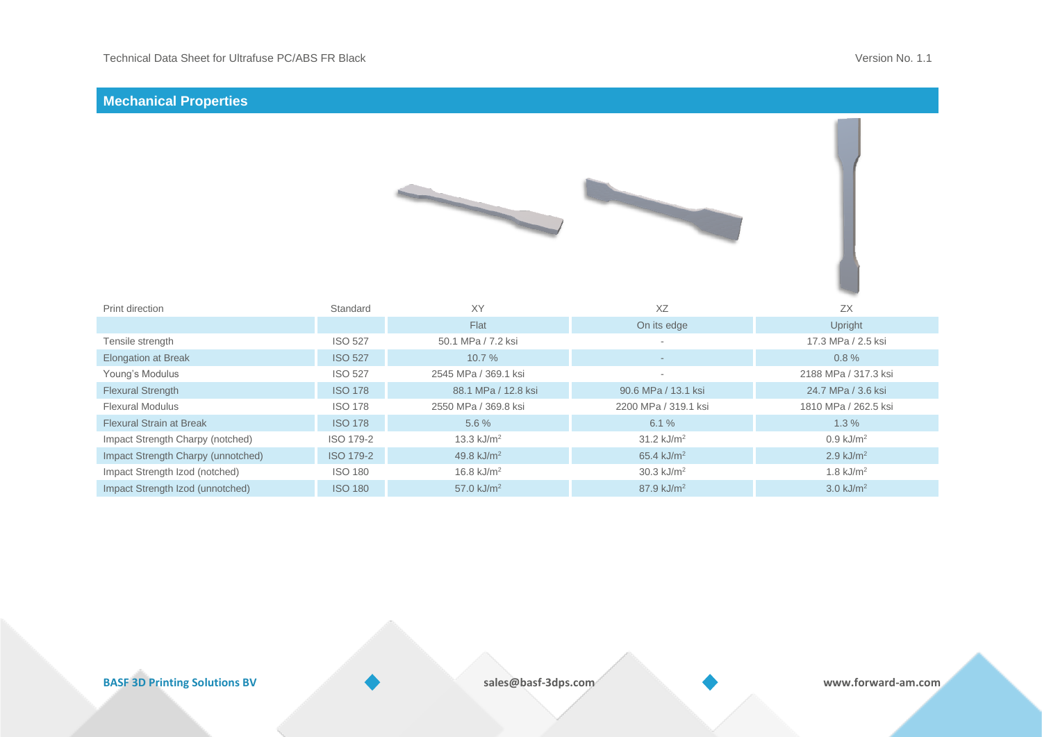## Mechanical Properties

| Print direction | Standard | XY | XZ | ZX |
|---|---|---|---|---|
| | | Flat | On its edge | Upright |
| Tensile strength | ISO 527 | 50.1 MPa / 7.2 ksi | - | 17.3 MPa / 2.5 ksi |
| Elongation at Break | ISO 527 | 10.7 % | - | 0.8 % |
| Young's Modulus | ISO 527 | 2545 MPa / 369.1 ksi | - | 2188 MPa / 317.3 ksi |
| Flexural Strength | ISO 178 | 88.1 MPa / 12.8 ksi | 90.6 MPa / 13.1 ksi | 24.7 MPa / 3.6 ksi |
| Flexural Modulus | ISO 178 | 2550 MPa / 369.8 ksi | 2200 MPa / 319.1 ksi | 1810 MPa / 262.5 ksi |
| Flexural Strain at Break | ISO 178 | 5.6 % | 6.1 % | 1.3 % |
| Impact Strength Charpy (notched) | ISO 179-2 | 13.3 kJ/m$^2$ | 31.2 kJ/m$^2$ | 0.9 kJ/m$^2$ |
| Impact Strength Charpy (unnotched) | ISO 179-2 | 49.8 kJ/m$^2$ | 65.4 kJ/m$^2$ | 2.9 kJ/m$^2$ |
| Impact Strength Izod (notched) | ISO 180 | 16.8 kJ/m$^2$ | 30.3 kJ/m$^2$ | 1.8 kJ/m$^2$ |
| Impact Strength Izod (unnotched) | ISO 180 | 57.0 kJ/m$^2$ | 87.9 kJ/m$^2$ | 3.0 kJ/m$^2$ |

**BASF 3D Printing Solutions BV** sales@basf-3dps.com www.forward-am.com